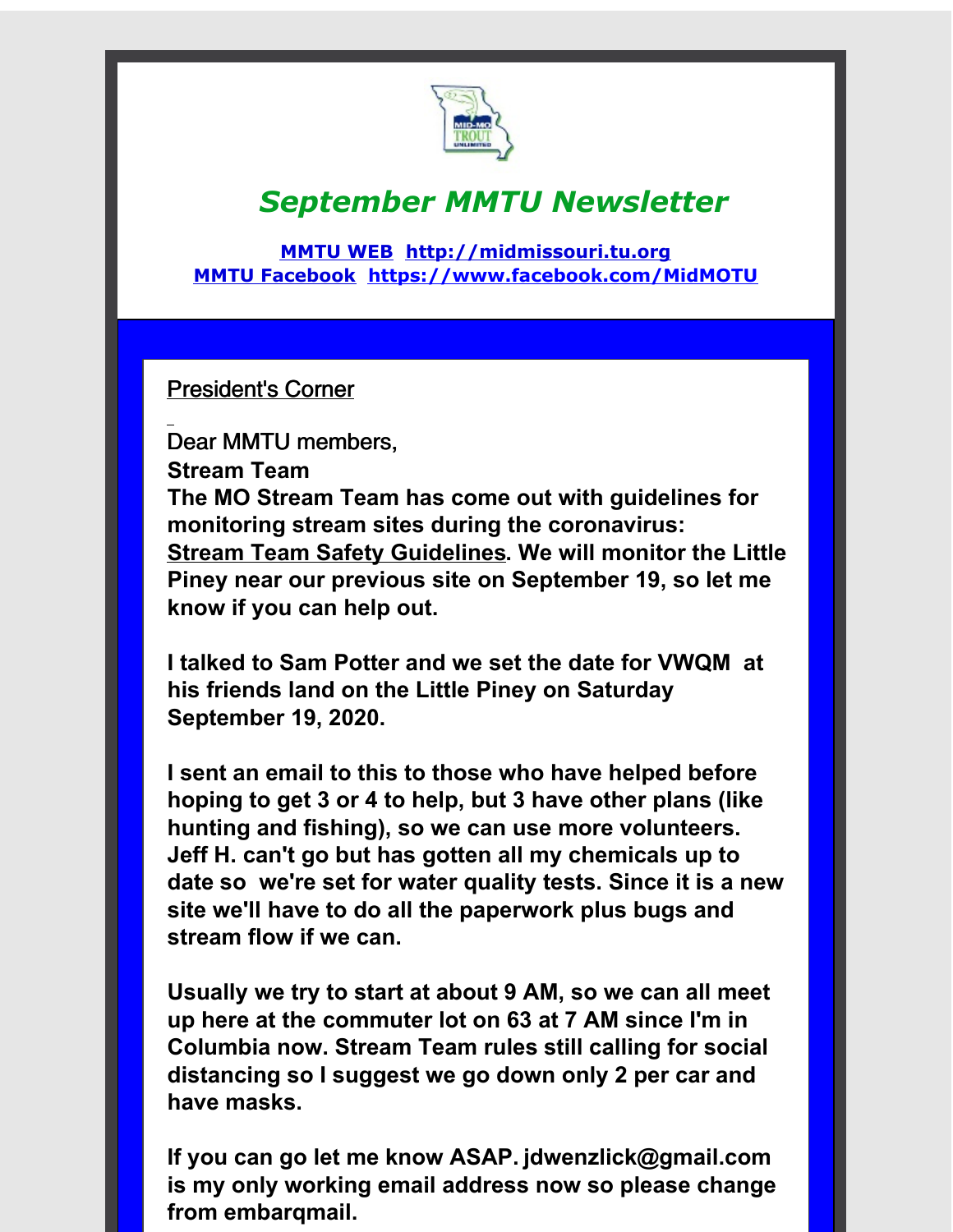# *September MMTU Newsletter*

**MMTU WEB http://midmissouri.tu.org**
**MMTU Facebook https://www.facebook.com/MidMOTU**

President's Corner

Dear MMTU members,

**Stream Team**

**The MO Stream Team has come out with guidelines for monitoring stream sites during the coronavirus: Stream Team Safety Guidelines. We will monitor the Little Piney near our previous site on September 19, so let me know if you can help out.**

**I talked to Sam Potter and we set the date for VWQM at his friends land on the Little Piney on Saturday September 19, 2020.**

**I sent an email to this to those who have helped before hoping to get 3 or 4 to help, but 3 have other plans (like hunting and fishing), so we can use more volunteers. Jeff H. can't go but has gotten all my chemicals up to date so we're set for water quality tests. Since it is a new site we'll have to do all the paperwork plus bugs and stream flow if we can.**

**Usually we try to start at about 9 AM, so we can all meet up here at the commuter lot on 63 at 7 AM since I'm in Columbia now. Stream Team rules still calling for social distancing so I suggest we go down only 2 per car and have masks.**

**If you can go let me know ASAP. jdwenzlick@gmail.com is my only working email address now so please change from embarqmail.**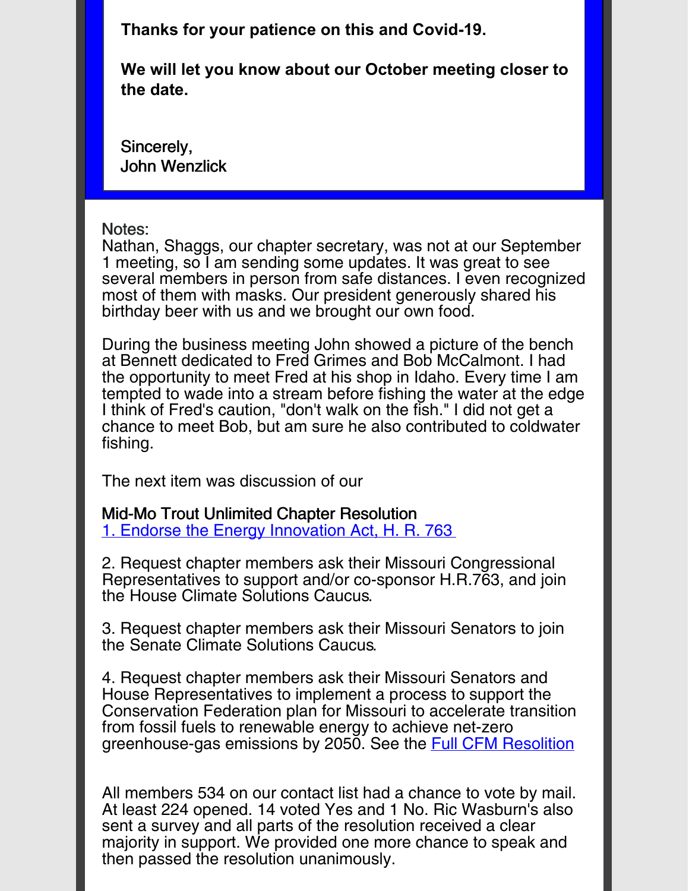**Thanks for your patience on this and Covid-19.**

**We will let you know about our October meeting closer to the date.**

Sincerely,
John Wenzlick

Notes:
Nathan, Shaggs, our chapter secretary, was not at our September 1 meeting, so I am sending some updates. It was great to see several members in person from safe distances. I even recognized most of them with masks. Our president generously shared his birthday beer with us and we brought our own food.

During the business meeting John showed a picture of the bench at Bennett dedicated to Fred Grimes and Bob McCalmont. I had the opportunity to meet Fred at his shop in Idaho. Every time I am tempted to wade into a stream before fishing the water at the edge I think of Fred's caution, "don't walk on the fish." I did not get a chance to meet Bob, but am sure he also contributed to coldwater fishing.

The next item was discussion of our

Mid-Mo Trout Unlimited Chapter Resolution
1. Endorse the Energy Innovation Act, H. R. 763

2. Request chapter members ask their Missouri Congressional Representatives to support and/or co-sponsor H.R.763, and join the House Climate Solutions Caucus.

3. Request chapter members ask their Missouri Senators to join the Senate Climate Solutions Caucus.

4. Request chapter members ask their Missouri Senators and House Representatives to implement a process to support the Conservation Federation plan for Missouri to accelerate transition from fossil fuels to renewable energy to achieve net-zero greenhouse-gas emissions by 2050. See the Full CFM Resolition

All members 534 on our contact list had a chance to vote by mail. At least 224 opened. 14 voted Yes and 1 No. Ric Wasburn's also sent a survey and all parts of the resolution received a clear majority in support. We provided one more chance to speak and then passed the resolution unanimously.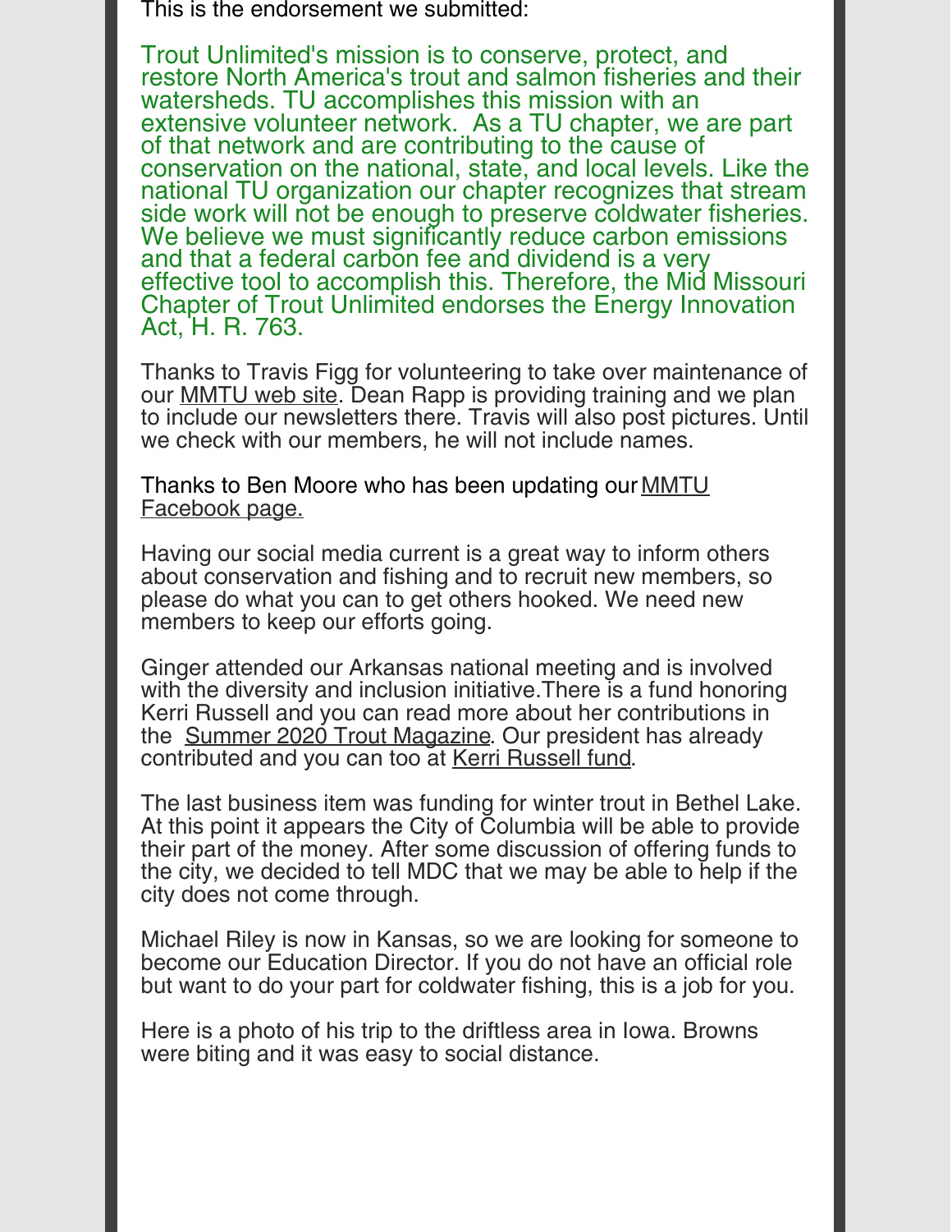This is the endorsement we submitted:

Trout Unlimited's mission is to conserve, protect, and restore North America's trout and salmon fisheries and their watersheds. TU accomplishes this mission with an extensive volunteer network.  As a TU chapter, we are part of that network and are contributing to the cause of conservation on the national, state, and local levels. Like the national TU organization our chapter recognizes that stream side work will not be enough to preserve coldwater fisheries. We believe we must significantly reduce carbon emissions and that a federal carbon fee and dividend is a very effective tool to accomplish this. Therefore, the Mid Missouri Chapter of Trout Unlimited endorses the Energy Innovation Act, H. R. 763.

Thanks to Travis Figg for volunteering to take over maintenance of our MMTU web site. Dean Rapp is providing training and we plan to include our newsletters there. Travis will also post pictures. Until we check with our members, he will not include names.

Thanks to Ben Moore who has been updating our MMTU Facebook page.

Having our social media current is a great way to inform others about conservation and fishing and to recruit new members, so please do what you can to get others hooked. We need new members to keep our efforts going.

Ginger attended our Arkansas national meeting and is involved with the diversity and inclusion initiative.There is a fund honoring Kerri Russell and you can read more about her contributions in the  Summer 2020 Trout Magazine. Our president has already contributed and you can too at Kerri Russell fund.

The last business item was funding for winter trout in Bethel Lake. At this point it appears the City of Columbia will be able to provide their part of the money. After some discussion of offering funds to the city, we decided to tell MDC that we may be able to help if the city does not come through.

Michael Riley is now in Kansas, so we are looking for someone to become our Education Director. If you do not have an official role but want to do your part for coldwater fishing, this is a job for you.

Here is a photo of his trip to the driftless area in Iowa. Browns were biting and it was easy to social distance.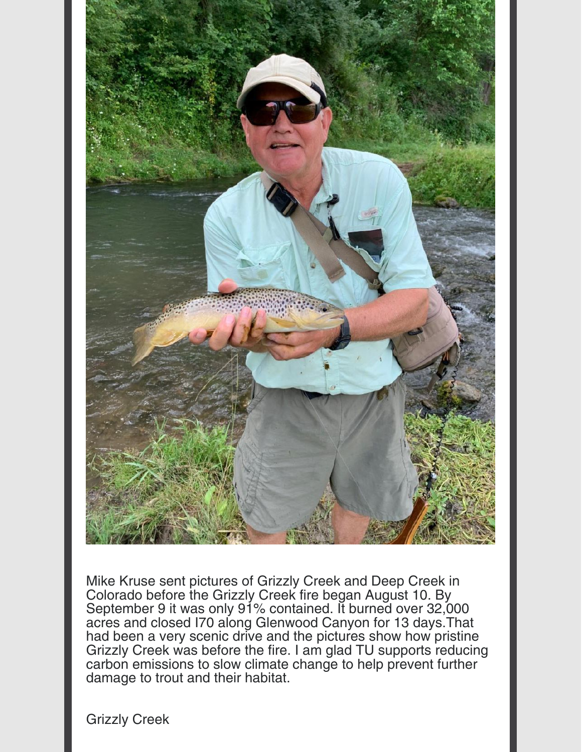Mike Kruse sent pictures of Grizzly Creek and Deep Creek in Colorado before the Grizzly Creek fire began August 10. By September 9 it was only 91% contained. It burned over 32,000 acres and closed I70 along Glenwood Canyon for 13 days.That had been a very scenic drive and the pictures show how pristine Grizzly Creek was before the fire. I am glad TU supports reducing carbon emissions to slow climate change to help prevent further damage to trout and their habitat.

Grizzly Creek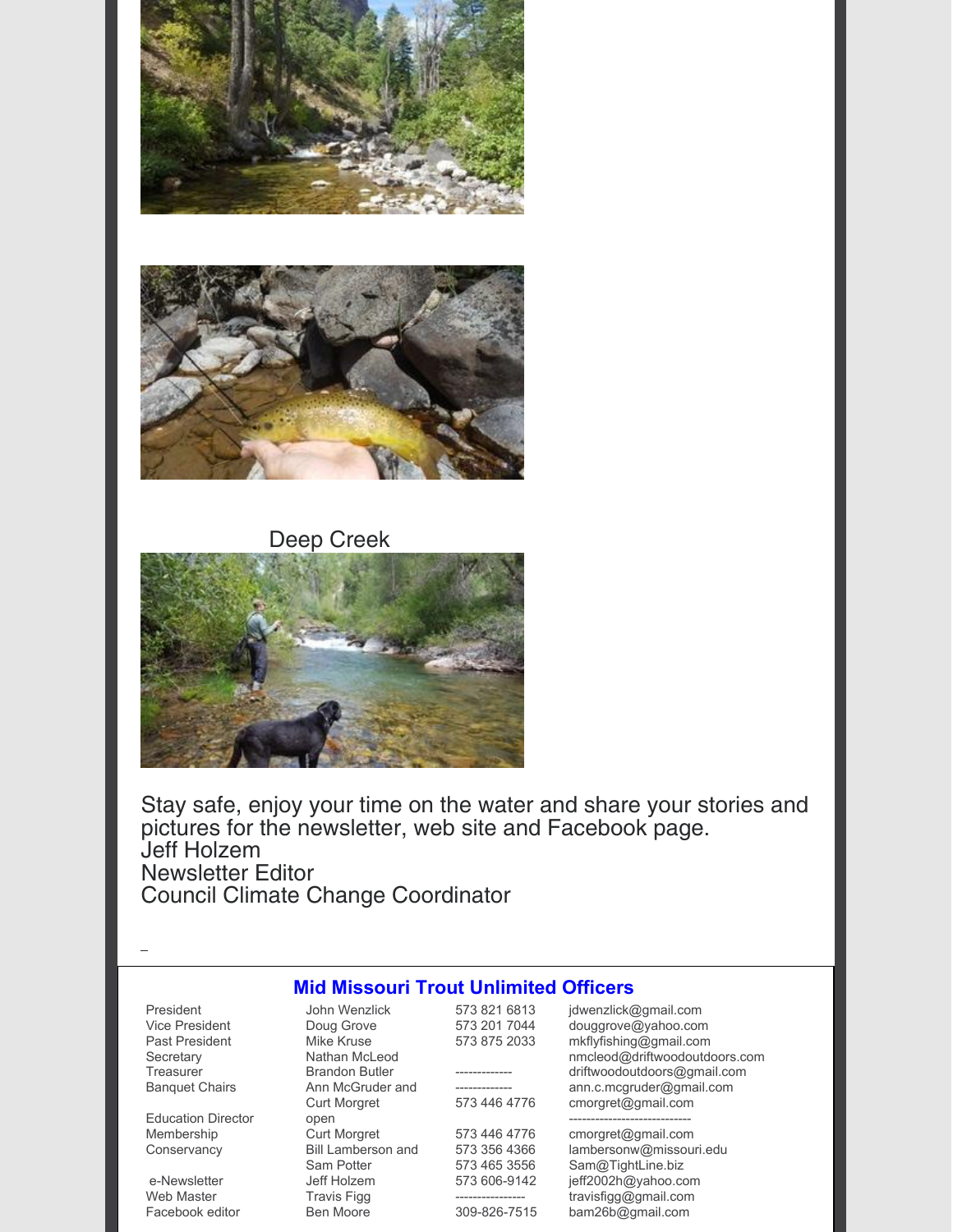Deep Creek

Stay safe, enjoy your time on the water and share your stories and pictures for the newsletter, web site and Facebook page.
Jeff Holzem
Newsletter Editor
Council Climate Change Coordinator

## Mid Missouri Trout Unlimited Officers

| Position | Name | Phone | Email |
|---|---|---|---|
| President | John Wenzlick | 573 821 6813 | jdwenzlick@gmail.com |
| Vice President | Doug Grove | 573 201 7044 | douggrove@yahoo.com |
| Past President | Mike Kruse | 573 875 2033 | mkflyfishing@gmail.com |
| Secretary | Nathan McLeod | | nmcleod@driftwoodoutdoors.com |
| Treasurer | Brandon Butler | ------------- | driftwoodoutdoors@gmail.com |
| Banquet Chairs | Ann McGruder and | ------------- | ann.c.mcgruder@gmail.com |
| | Curt Morgret | 573 446 4776 | cmorgret@gmail.com |
| Education Director | open | | --------------------------- |
| Membership | Curt Morgret | 573 446 4776 | cmorgret@gmail.com |
| Conservancy | Bill Lamberson and | 573 356 4366 | lambersonw@missouri.edu |
| | Sam Potter | 573 465 3556 | Sam@TightLine.biz |
| e-Newsletter | Jeff Holzem | 573 606-9142 | jeff2002h@yahoo.com |
| Web Master | Travis Figg | ---------------- | travisfigg@gmail.com |
| Facebook editor | Ben Moore | 309-826-7515 | bam26b@gmail.com |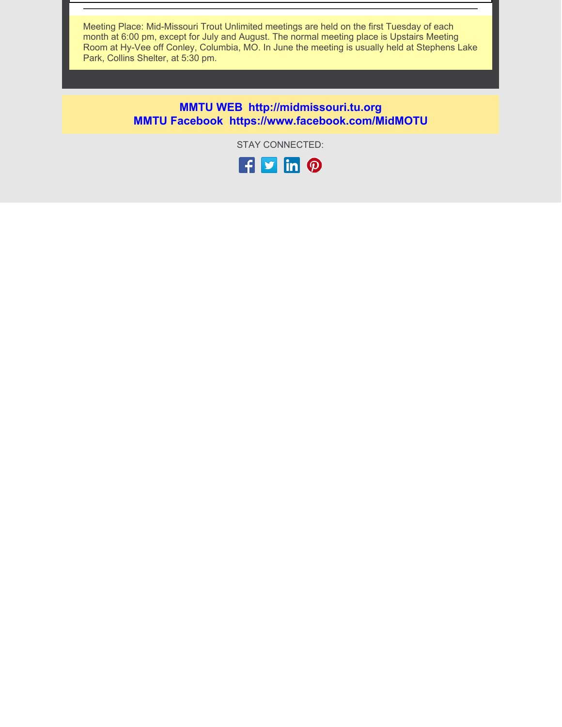Meeting Place: Mid-Missouri Trout Unlimited meetings are held on the first Tuesday of each month at 6:00 pm, except for July and August. The normal meeting place is Upstairs Meeting Room at Hy-Vee off Conley, Columbia, MO. In June the meeting is usually held at Stephens Lake Park, Collins Shelter, at 5:30 pm.

**MMTU WEB http://midmissouri.tu.org**
**MMTU Facebook https://www.facebook.com/MidMOTU**

STAY CONNECTED: